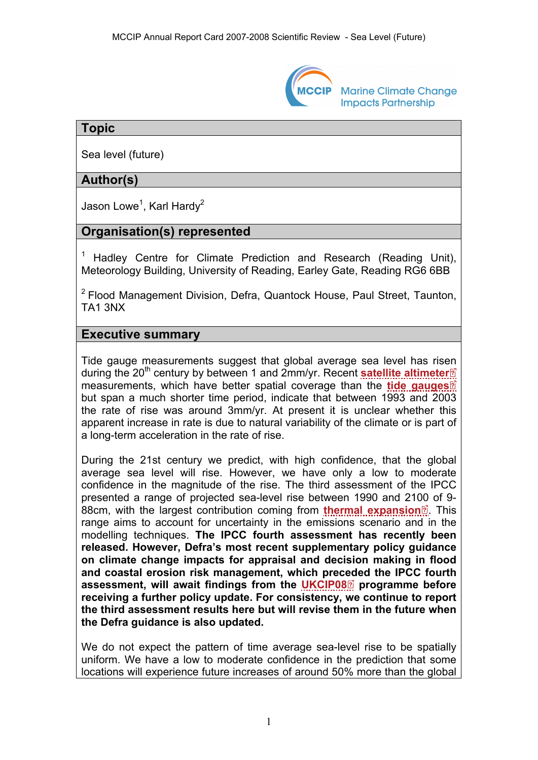## Topic

Sea level (future)

## Author(s)

Jason Lowe[1], Karl Hardy[2]

## Organisation(s) represented

[1] Hadley Centre for Climate Prediction and Research (Reading Unit), Meteorology Building, University of Reading, Earley Gate, Reading RG6 6BB

[2] Flood Management Division, Defra, Quantock House, Paul Street, Taunton, TA1 3NX

## Executive summary

Tide gauge measurements suggest that global average sea level has risen during the 20th century by between 1 and 2mm/yr. Recent **satellite altimeter** measurements, which have better spatial coverage than the **tide gauges** but span a much shorter time period, indicate that between 1993 and 2003 the rate of rise was around 3mm/yr. At present it is unclear whether this apparent increase in rate is due to natural variability of the climate or is part of a long-term acceleration in the rate of rise.

During the 21st century we predict, with high confidence, that the global average sea level will rise. However, we have only a low to moderate confidence in the magnitude of the rise. The third assessment of the IPCC presented a range of projected sea-level rise between 1990 and 2100 of 9-88cm, with the largest contribution coming from **thermal expansion**. This range aims to account for uncertainty in the emissions scenario and in the modelling techniques. **The IPCC fourth assessment has recently been released. However, Defra's most recent supplementary policy guidance on climate change impacts for appraisal and decision making in flood and coastal erosion risk management, which preceded the IPCC fourth assessment, will await findings from the UKCIP08 programme before receiving a further policy update. For consistency, we continue to report the third assessment results here but will revise them in the future when the Defra guidance is also updated.**

We do not expect the pattern of time average sea-level rise to be spatially uniform. We have a low to moderate confidence in the prediction that some locations will experience future increases of around 50% more than the global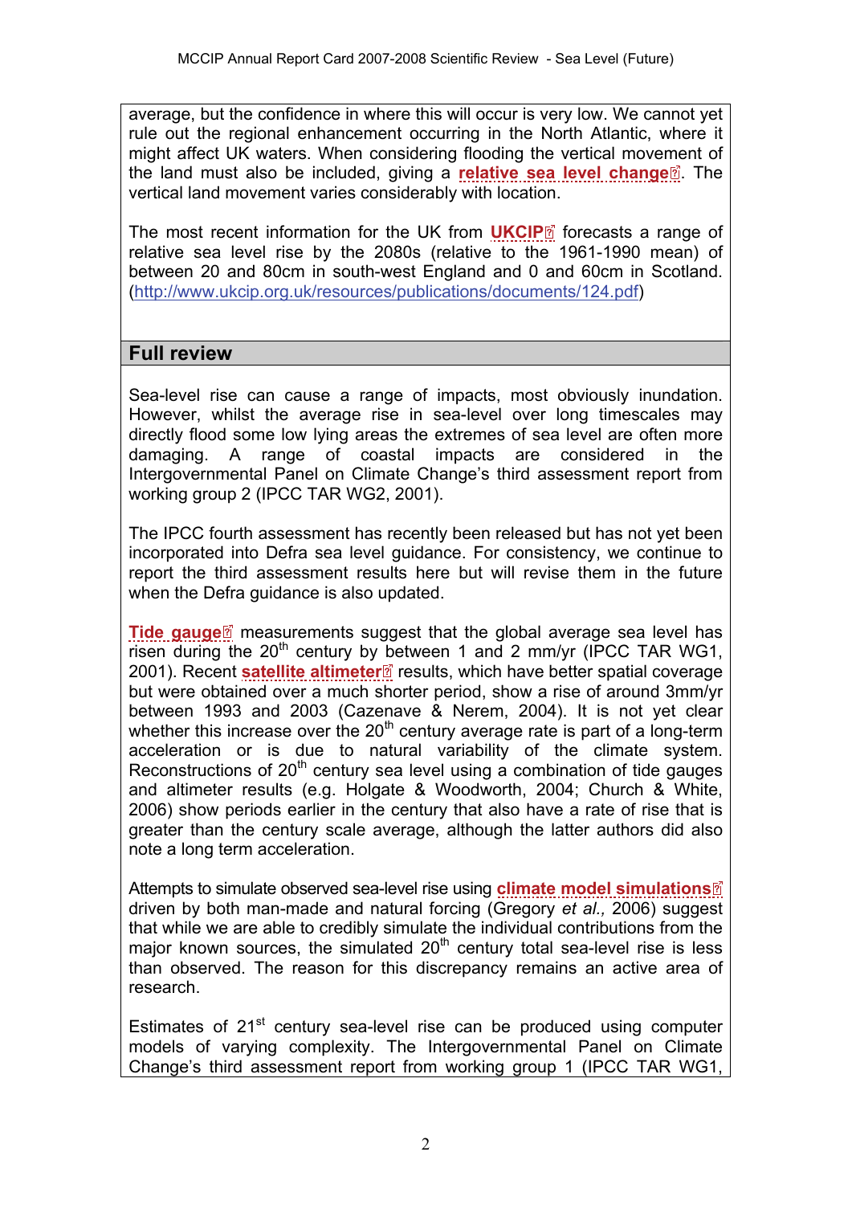average, but the confidence in where this will occur is very low. We cannot yet rule out the regional enhancement occurring in the North Atlantic, where it might affect UK waters. When considering flooding the vertical movement of the land must also be included, giving a **relative sea level change**. The vertical land movement varies considerably with location.

The most recent information for the UK from **UKCIP** forecasts a range of relative sea level rise by the 2080s (relative to the 1961-1990 mean) of between 20 and 80cm in south-west England and 0 and 60cm in Scotland. (http://www.ukcip.org.uk/resources/publications/documents/124.pdf)

## Full review

Sea-level rise can cause a range of impacts, most obviously inundation. However, whilst the average rise in sea-level over long timescales may directly flood some low lying areas the extremes of sea level are often more damaging. A range of coastal impacts are considered in the Intergovernmental Panel on Climate Change's third assessment report from working group 2 (IPCC TAR WG2, 2001).

The IPCC fourth assessment has recently been released but has not yet been incorporated into Defra sea level guidance. For consistency, we continue to report the third assessment results here but will revise them in the future when the Defra guidance is also updated.

**Tide gauge** measurements suggest that the global average sea level has risen during the 20th century by between 1 and 2 mm/yr (IPCC TAR WG1, 2001). Recent **satellite altimeter** results, which have better spatial coverage but were obtained over a much shorter period, show a rise of around 3mm/yr between 1993 and 2003 (Cazenave & Nerem, 2004). It is not yet clear whether this increase over the 20th century average rate is part of a long-term acceleration or is due to natural variability of the climate system. Reconstructions of 20th century sea level using a combination of tide gauges and altimeter results (e.g. Holgate & Woodworth, 2004; Church & White, 2006) show periods earlier in the century that also have a rate of rise that is greater than the century scale average, although the latter authors did also note a long term acceleration.

Attempts to simulate observed sea-level rise using **climate model simulations** driven by both man-made and natural forcing (Gregory *et al.,* 2006) suggest that while we are able to credibly simulate the individual contributions from the major known sources, the simulated 20th century total sea-level rise is less than observed. The reason for this discrepancy remains an active area of research.

Estimates of 21st century sea-level rise can be produced using computer models of varying complexity. The Intergovernmental Panel on Climate Change's third assessment report from working group 1 (IPCC TAR WG1,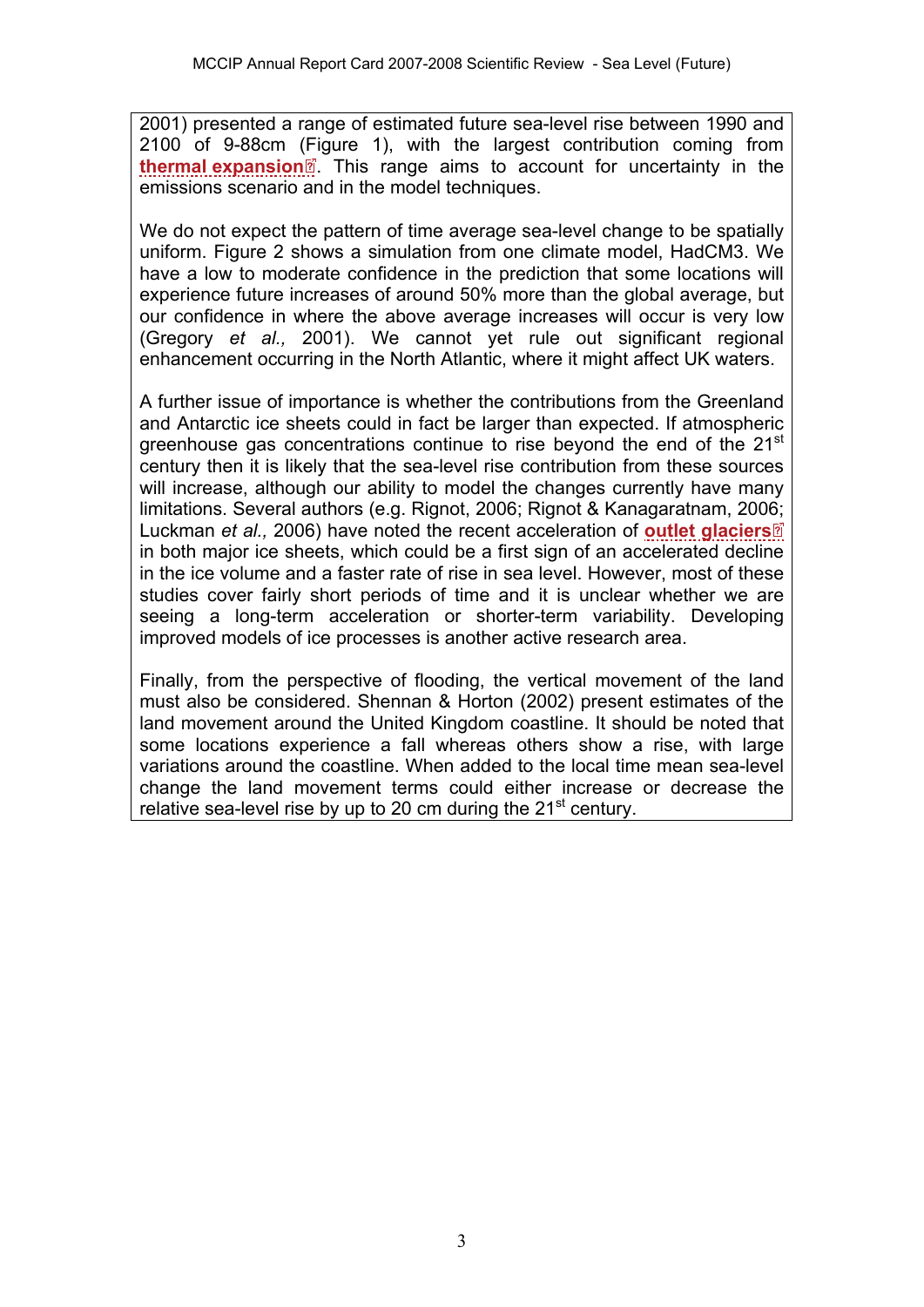2001) presented a range of estimated future sea-level rise between 1990 and 2100 of 9-88cm (Figure 1), with the largest contribution coming from **thermal expansion**. This range aims to account for uncertainty in the emissions scenario and in the model techniques.

We do not expect the pattern of time average sea-level change to be spatially uniform. Figure 2 shows a simulation from one climate model, HadCM3. We have a low to moderate confidence in the prediction that some locations will experience future increases of around 50% more than the global average, but our confidence in where the above average increases will occur is very low (Gregory *et al.,* 2001). We cannot yet rule out significant regional enhancement occurring in the North Atlantic, where it might affect UK waters.

A further issue of importance is whether the contributions from the Greenland and Antarctic ice sheets could in fact be larger than expected. If atmospheric greenhouse gas concentrations continue to rise beyond the end of the 21st century then it is likely that the sea-level rise contribution from these sources will increase, although our ability to model the changes currently have many limitations. Several authors (e.g. Rignot, 2006; Rignot & Kanagaratnam, 2006; Luckman *et al.,* 2006) have noted the recent acceleration of **outlet glaciers** in both major ice sheets, which could be a first sign of an accelerated decline in the ice volume and a faster rate of rise in sea level. However, most of these studies cover fairly short periods of time and it is unclear whether we are seeing a long-term acceleration or shorter-term variability. Developing improved models of ice processes is another active research area.

Finally, from the perspective of flooding, the vertical movement of the land must also be considered. Shennan & Horton (2002) present estimates of the land movement around the United Kingdom coastline. It should be noted that some locations experience a fall whereas others show a rise, with large variations around the coastline. When added to the local time mean sea-level change the land movement terms could either increase or decrease the relative sea-level rise by up to 20 cm during the 21st century.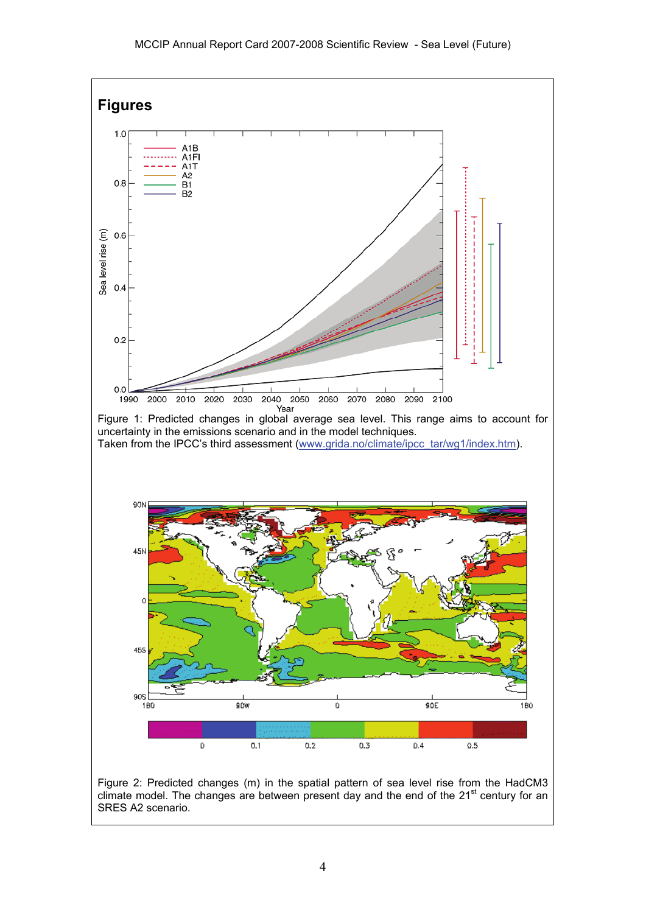## Figures

Figure 1: Predicted changes in global average sea level. This range aims to account for uncertainty in the emissions scenario and in the model techniques.
Taken from the IPCC's third assessment (www.grida.no/climate/ipcc_tar/wg1/index.htm).

Figure 2: Predicted changes (m) in the spatial pattern of sea level rise from the HadCM3 climate model. The changes are between present day and the end of the 21[st] century for an SRES A2 scenario.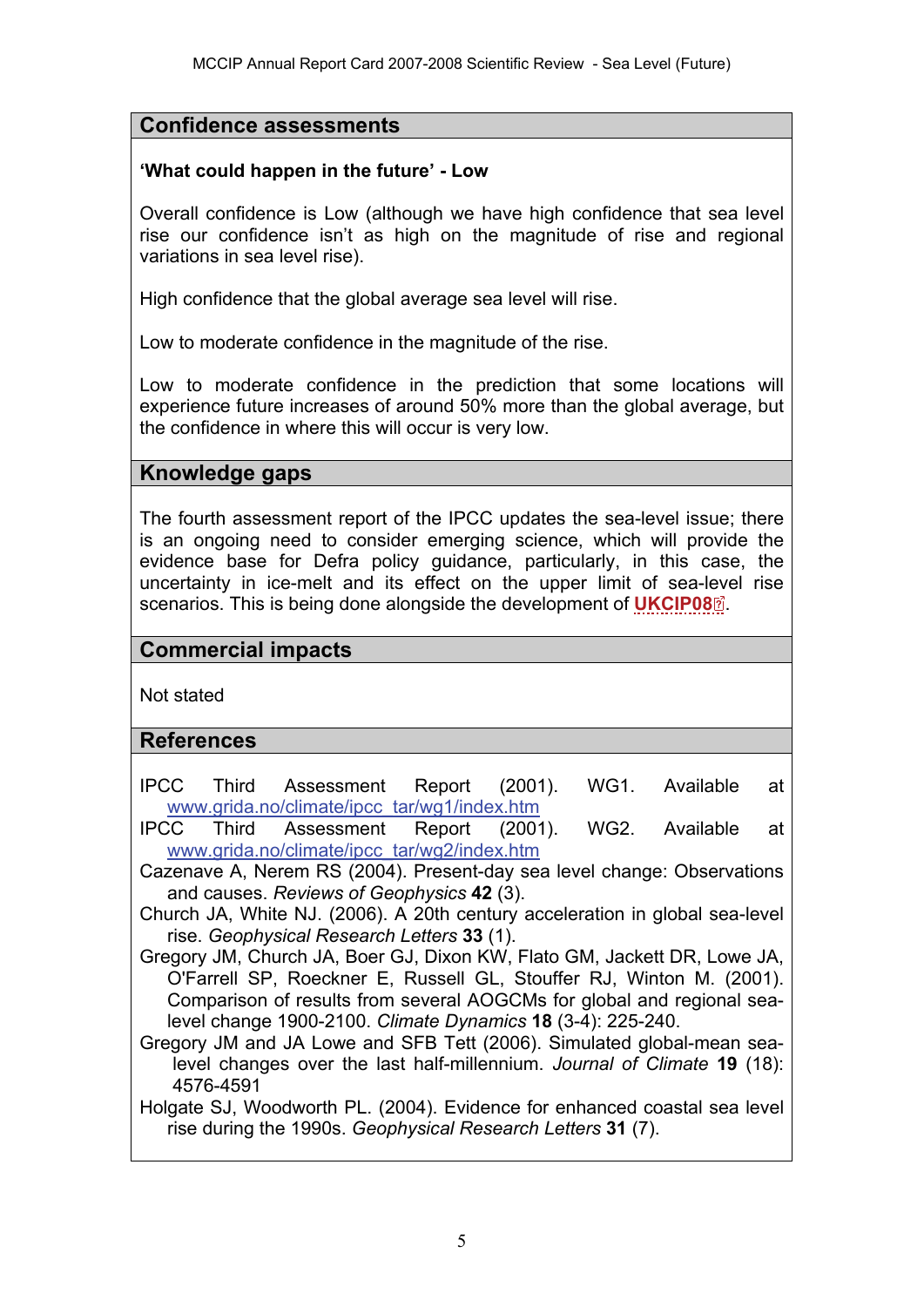## Confidence assessments

**'What could happen in the future' - Low**

Overall confidence is Low (although we have high confidence that sea level rise our confidence isn't as high on the magnitude of rise and regional variations in sea level rise).

High confidence that the global average sea level will rise.

Low to moderate confidence in the magnitude of the rise.

Low to moderate confidence in the prediction that some locations will experience future increases of around 50% more than the global average, but the confidence in where this will occur is very low.

## Knowledge gaps

The fourth assessment report of the IPCC updates the sea-level issue; there is an ongoing need to consider emerging science, which will provide the evidence base for Defra policy guidance, particularly, in this case, the uncertainty in ice-melt and its effect on the upper limit of sea-level rise scenarios. This is being done alongside the development of **UKCIP08**.

## Commercial impacts

Not stated

## References

IPCC Third Assessment Report (2001). WG1. Available at www.grida.no/climate/ipcc_tar/wg1/index.htm

IPCC Third Assessment Report (2001). WG2. Available at www.grida.no/climate/ipcc_tar/wg2/index.htm

Cazenave A, Nerem RS (2004). Present-day sea level change: Observations and causes. *Reviews of Geophysics* **42** (3).

Church JA, White NJ. (2006). A 20th century acceleration in global sea-level rise. *Geophysical Research Letters* **33** (1).

Gregory JM, Church JA, Boer GJ, Dixon KW, Flato GM, Jackett DR, Lowe JA, O'Farrell SP, Roeckner E, Russell GL, Stouffer RJ, Winton M. (2001). Comparison of results from several AOGCMs for global and regional sea-level change 1900-2100. *Climate Dynamics* **18** (3-4): 225-240.

Gregory JM and JA Lowe and SFB Tett (2006). Simulated global-mean sea-level changes over the last half-millennium. *Journal of Climate* **19** (18): 4576-4591

Holgate SJ, Woodworth PL. (2004). Evidence for enhanced coastal sea level rise during the 1990s. *Geophysical Research Letters* **31** (7).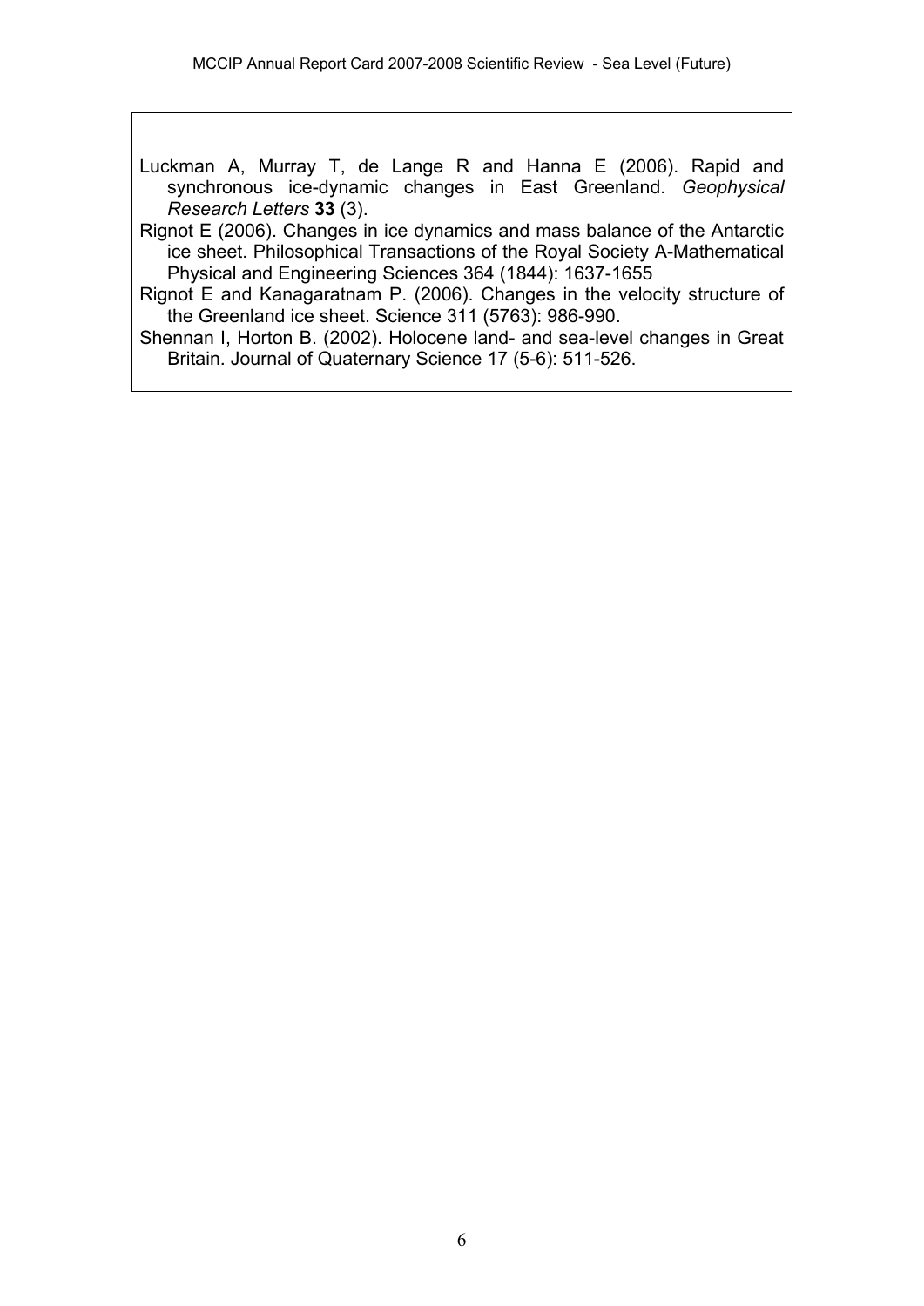Luckman A, Murray T, de Lange R and Hanna E (2006). Rapid and synchronous ice-dynamic changes in East Greenland. *Geophysical Research Letters* **33** (3).

Rignot E (2006). Changes in ice dynamics and mass balance of the Antarctic ice sheet. Philosophical Transactions of the Royal Society A-Mathematical Physical and Engineering Sciences 364 (1844): 1637-1655

Rignot E and Kanagaratnam P. (2006). Changes in the velocity structure of the Greenland ice sheet. Science 311 (5763): 986-990.

Shennan I, Horton B. (2002). Holocene land- and sea-level changes in Great Britain. Journal of Quaternary Science 17 (5-6): 511-526.